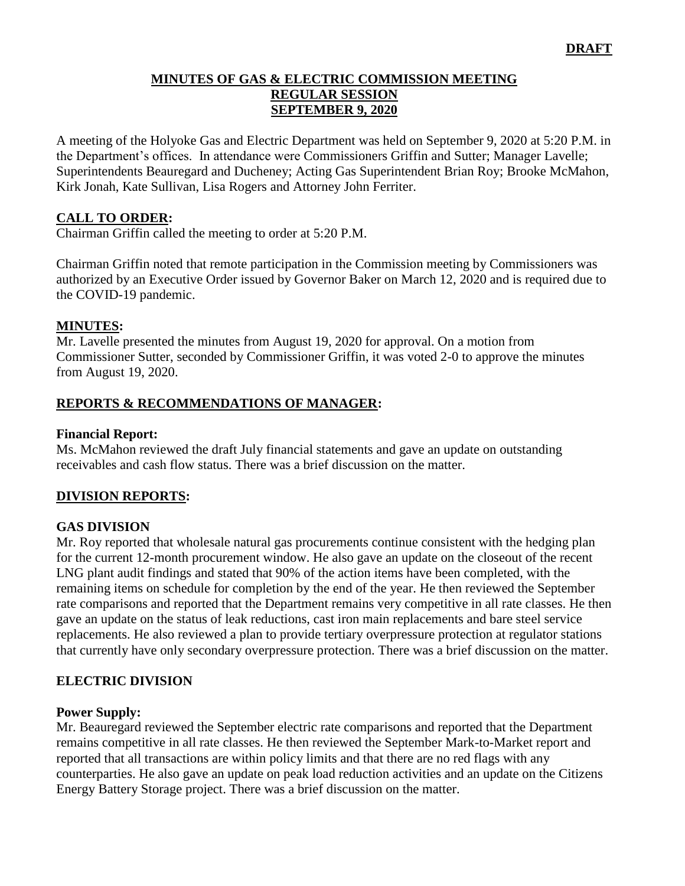**DRAFT**

# MINUTES OF GAS & ELECTRIC COMMISSION MEETING
## REGULAR SESSION
## SEPTEMBER 9, 2020

A meeting of the Holyoke Gas and Electric Department was held on September 9, 2020 at 5:20 P.M. in the Department's offices. In attendance were Commissioners Griffin and Sutter; Manager Lavelle; Superintendents Beauregard and Ducheney; Acting Gas Superintendent Brian Roy; Brooke McMahon, Kirk Jonah, Kate Sullivan, Lisa Rogers and Attorney John Ferriter.

## CALL TO ORDER:

Chairman Griffin called the meeting to order at 5:20 P.M.

Chairman Griffin noted that remote participation in the Commission meeting by Commissioners was authorized by an Executive Order issued by Governor Baker on March 12, 2020 and is required due to the COVID-19 pandemic.

## MINUTES:

Mr. Lavelle presented the minutes from August 19, 2020 for approval. On a motion from Commissioner Sutter, seconded by Commissioner Griffin, it was voted 2-0 to approve the minutes from August 19, 2020.

## REPORTS & RECOMMENDATIONS OF MANAGER:

### Financial Report:

Ms. McMahon reviewed the draft July financial statements and gave an update on outstanding receivables and cash flow status. There was a brief discussion on the matter.

## DIVISION REPORTS:

### GAS DIVISION

Mr. Roy reported that wholesale natural gas procurements continue consistent with the hedging plan for the current 12-month procurement window. He also gave an update on the closeout of the recent LNG plant audit findings and stated that 90% of the action items have been completed, with the remaining items on schedule for completion by the end of the year. He then reviewed the September rate comparisons and reported that the Department remains very competitive in all rate classes. He then gave an update on the status of leak reductions, cast iron main replacements and bare steel service replacements. He also reviewed a plan to provide tertiary overpressure protection at regulator stations that currently have only secondary overpressure protection. There was a brief discussion on the matter.

### ELECTRIC DIVISION

#### Power Supply:

Mr. Beauregard reviewed the September electric rate comparisons and reported that the Department remains competitive in all rate classes. He then reviewed the September Mark-to-Market report and reported that all transactions are within policy limits and that there are no red flags with any counterparties. He also gave an update on peak load reduction activities and an update on the Citizens Energy Battery Storage project. There was a brief discussion on the matter.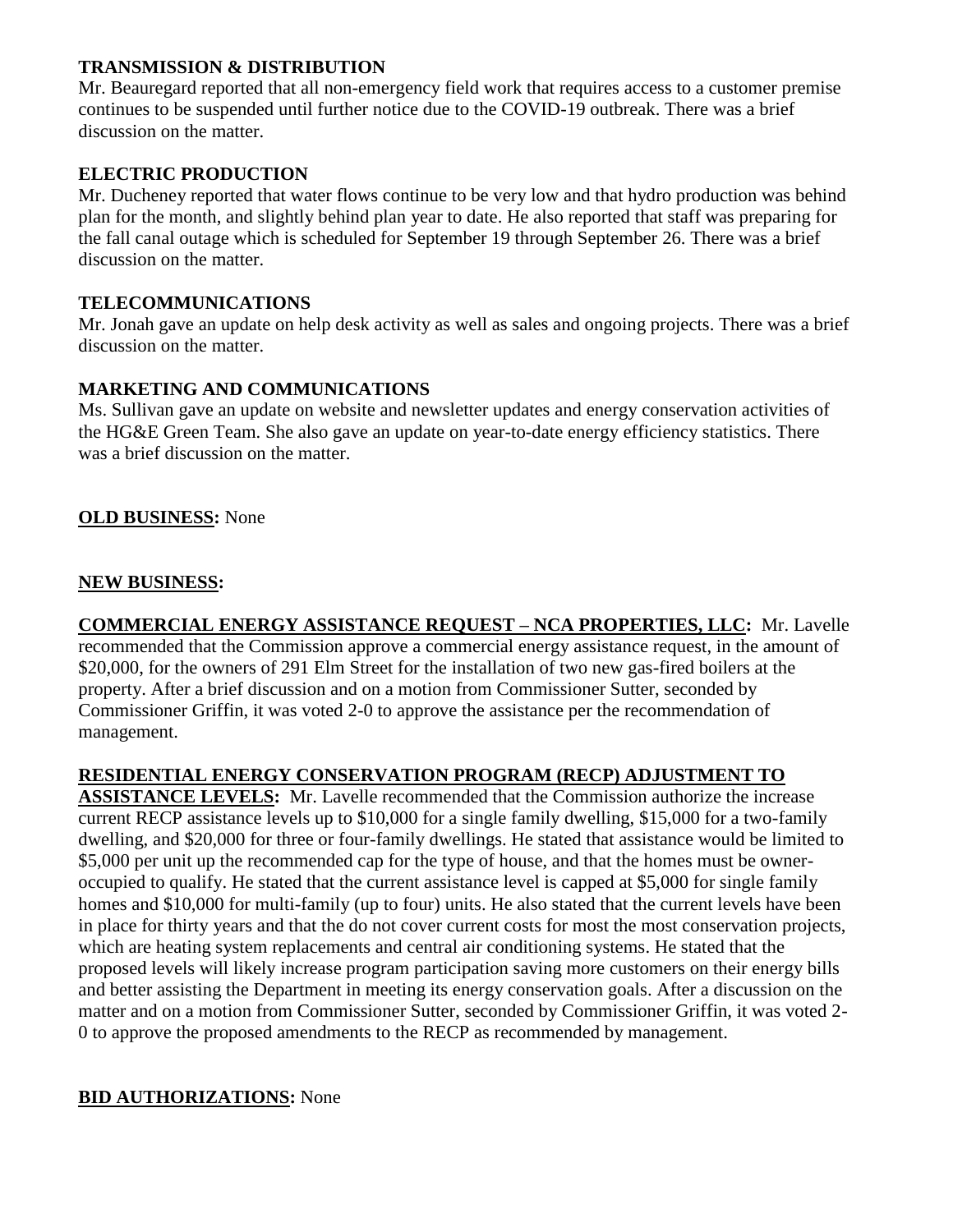**TRANSMISSION & DISTRIBUTION**
Mr. Beauregard reported that all non-emergency field work that requires access to a customer premise continues to be suspended until further notice due to the COVID-19 outbreak. There was a brief discussion on the matter.

**ELECTRIC PRODUCTION**
Mr. Ducheney reported that water flows continue to be very low and that hydro production was behind plan for the month, and slightly behind plan year to date. He also reported that staff was preparing for the fall canal outage which is scheduled for September 19 through September 26. There was a brief discussion on the matter.

**TELECOMMUNICATIONS**
Mr. Jonah gave an update on help desk activity as well as sales and ongoing projects. There was a brief discussion on the matter.

**MARKETING AND COMMUNICATIONS**
Ms. Sullivan gave an update on website and newsletter updates and energy conservation activities of the HG&E Green Team. She also gave an update on year-to-date energy efficiency statistics. There was a brief discussion on the matter.

**OLD BUSINESS:** None

**NEW BUSINESS:**

**COMMERCIAL ENERGY ASSISTANCE REQUEST – NCA PROPERTIES, LLC:** Mr. Lavelle recommended that the Commission approve a commercial energy assistance request, in the amount of $20,000, for the owners of 291 Elm Street for the installation of two new gas-fired boilers at the property. After a brief discussion and on a motion from Commissioner Sutter, seconded by Commissioner Griffin, it was voted 2-0 to approve the assistance per the recommendation of management.

**RESIDENTIAL ENERGY CONSERVATION PROGRAM (RECP) ADJUSTMENT TO ASSISTANCE LEVELS:** Mr. Lavelle recommended that the Commission authorize the increase current RECP assistance levels up to $10,000 for a single family dwelling, $15,000 for a two-family dwelling, and $20,000 for three or four-family dwellings. He stated that assistance would be limited to $5,000 per unit up the recommended cap for the type of house, and that the homes must be owner-occupied to qualify. He stated that the current assistance level is capped at $5,000 for single family homes and $10,000 for multi-family (up to four) units. He also stated that the current levels have been in place for thirty years and that the do not cover current costs for most the most conservation projects, which are heating system replacements and central air conditioning systems. He stated that the proposed levels will likely increase program participation saving more customers on their energy bills and better assisting the Department in meeting its energy conservation goals. After a discussion on the matter and on a motion from Commissioner Sutter, seconded by Commissioner Griffin, it was voted 2-0 to approve the proposed amendments to the RECP as recommended by management.

**BID AUTHORIZATIONS:** None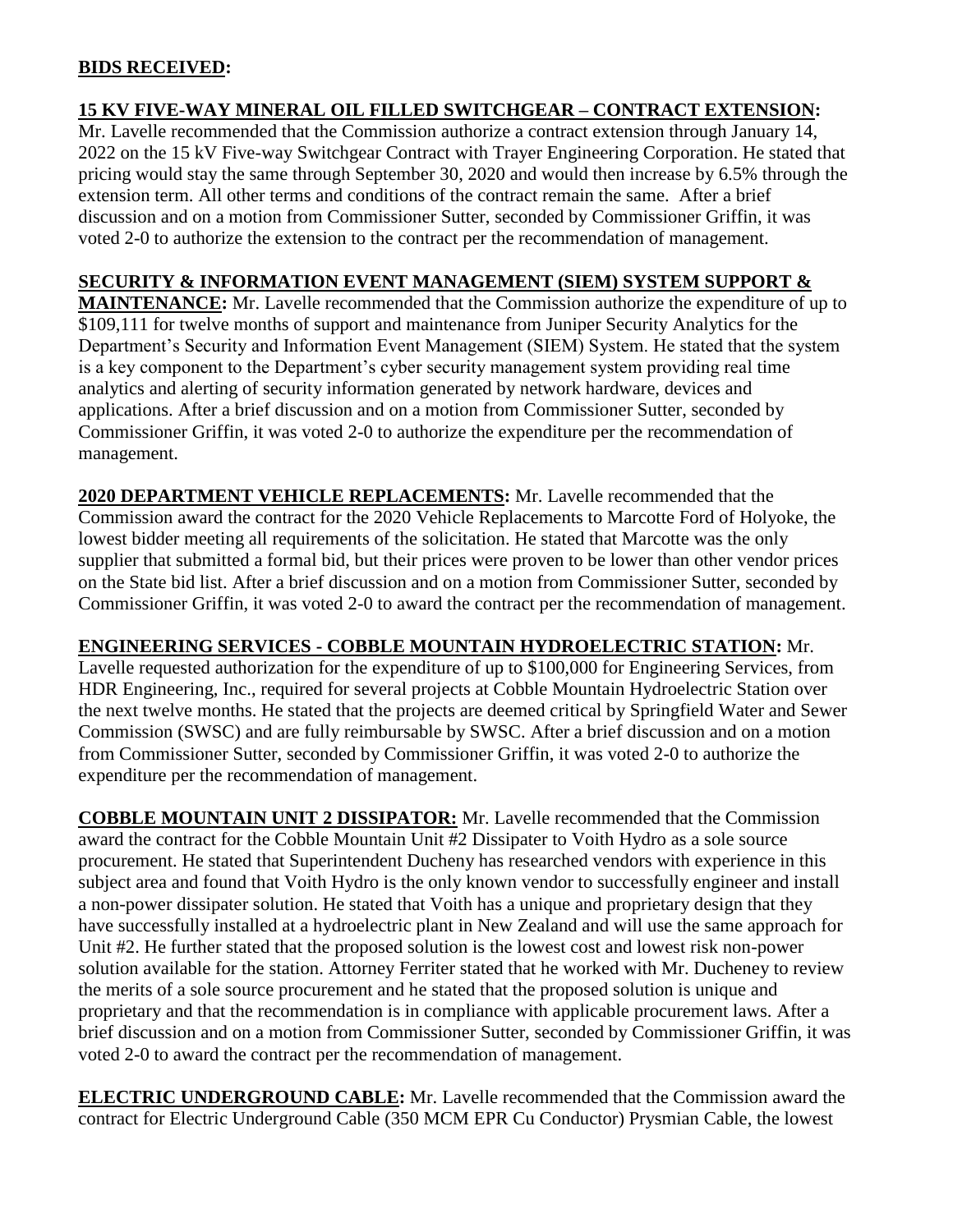**BIDS RECEIVED:**

**15 KV FIVE-WAY MINERAL OIL FILLED SWITCHGEAR – CONTRACT EXTENSION:**
Mr. Lavelle recommended that the Commission authorize a contract extension through January 14, 2022 on the 15 kV Five-way Switchgear Contract with Trayer Engineering Corporation. He stated that pricing would stay the same through September 30, 2020 and would then increase by 6.5% through the extension term. All other terms and conditions of the contract remain the same. After a brief discussion and on a motion from Commissioner Sutter, seconded by Commissioner Griffin, it was voted 2-0 to authorize the extension to the contract per the recommendation of management.

**SECURITY & INFORMATION EVENT MANAGEMENT (SIEM) SYSTEM SUPPORT & MAINTENANCE:** Mr. Lavelle recommended that the Commission authorize the expenditure of up to $109,111 for twelve months of support and maintenance from Juniper Security Analytics for the Department's Security and Information Event Management (SIEM) System. He stated that the system is a key component to the Department's cyber security management system providing real time analytics and alerting of security information generated by network hardware, devices and applications. After a brief discussion and on a motion from Commissioner Sutter, seconded by Commissioner Griffin, it was voted 2-0 to authorize the expenditure per the recommendation of management.

**2020 DEPARTMENT VEHICLE REPLACEMENTS:** Mr. Lavelle recommended that the Commission award the contract for the 2020 Vehicle Replacements to Marcotte Ford of Holyoke, the lowest bidder meeting all requirements of the solicitation. He stated that Marcotte was the only supplier that submitted a formal bid, but their prices were proven to be lower than other vendor prices on the State bid list. After a brief discussion and on a motion from Commissioner Sutter, seconded by Commissioner Griffin, it was voted 2-0 to award the contract per the recommendation of management.

**ENGINEERING SERVICES - COBBLE MOUNTAIN HYDROELECTRIC STATION:** Mr. Lavelle requested authorization for the expenditure of up to $100,000 for Engineering Services, from HDR Engineering, Inc., required for several projects at Cobble Mountain Hydroelectric Station over the next twelve months. He stated that the projects are deemed critical by Springfield Water and Sewer Commission (SWSC) and are fully reimbursable by SWSC. After a brief discussion and on a motion from Commissioner Sutter, seconded by Commissioner Griffin, it was voted 2-0 to authorize the expenditure per the recommendation of management.

**COBBLE MOUNTAIN UNIT 2 DISSIPATOR:** Mr. Lavelle recommended that the Commission award the contract for the Cobble Mountain Unit #2 Dissipater to Voith Hydro as a sole source procurement. He stated that Superintendent Ducheny has researched vendors with experience in this subject area and found that Voith Hydro is the only known vendor to successfully engineer and install a non-power dissipater solution. He stated that Voith has a unique and proprietary design that they have successfully installed at a hydroelectric plant in New Zealand and will use the same approach for Unit #2. He further stated that the proposed solution is the lowest cost and lowest risk non-power solution available for the station. Attorney Ferriter stated that he worked with Mr. Ducheney to review the merits of a sole source procurement and he stated that the proposed solution is unique and proprietary and that the recommendation is in compliance with applicable procurement laws. After a brief discussion and on a motion from Commissioner Sutter, seconded by Commissioner Griffin, it was voted 2-0 to award the contract per the recommendation of management.

**ELECTRIC UNDERGROUND CABLE:** Mr. Lavelle recommended that the Commission award the contract for Electric Underground Cable (350 MCM EPR Cu Conductor) Prysmian Cable, the lowest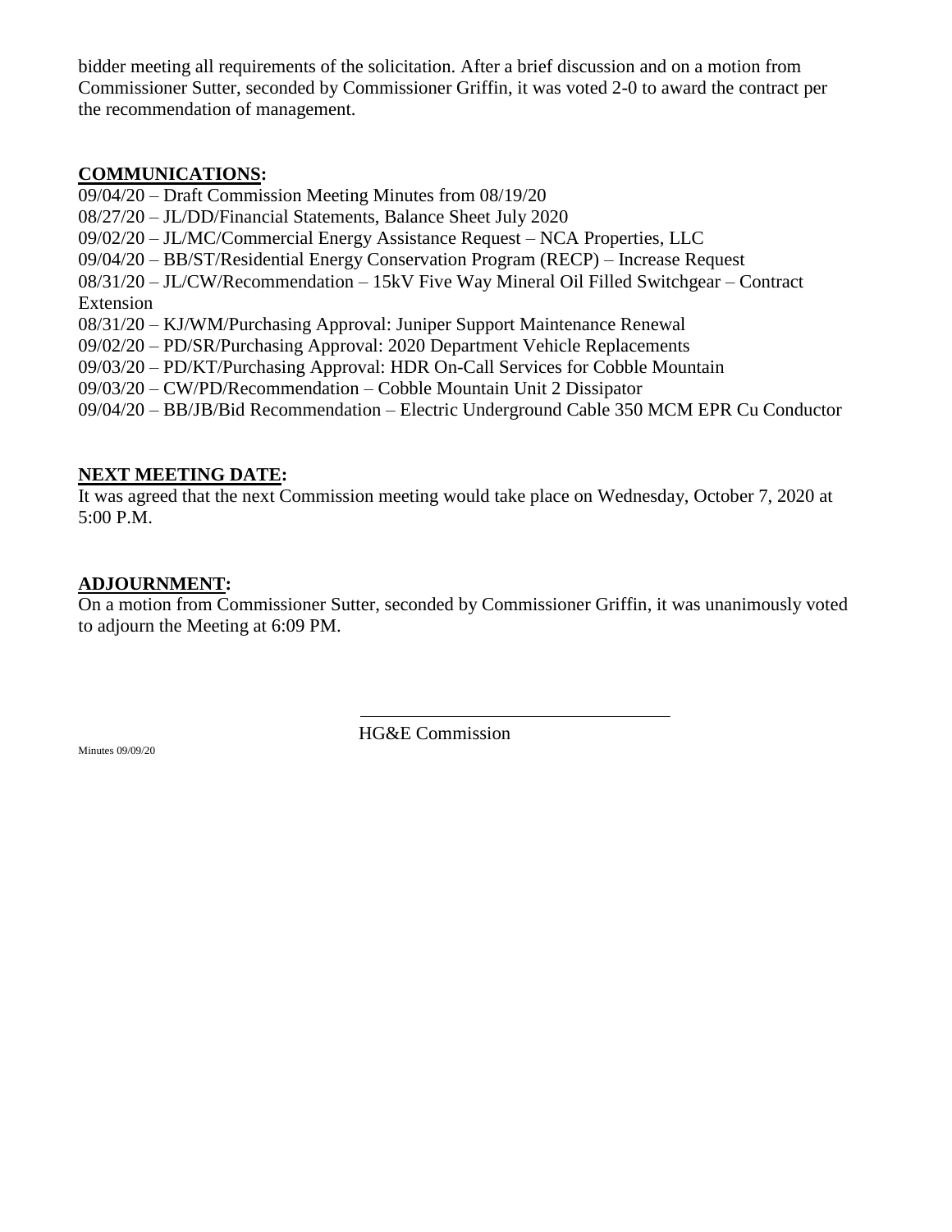bidder meeting all requirements of the solicitation. After a brief discussion and on a motion from Commissioner Sutter, seconded by Commissioner Griffin, it was voted 2-0 to award the contract per the recommendation of management.

**COMMUNICATIONS:**

09/04/20 – Draft Commission Meeting Minutes from 08/19/20
08/27/20 – JL/DD/Financial Statements, Balance Sheet July 2020
09/02/20 – JL/MC/Commercial Energy Assistance Request – NCA Properties, LLC
09/04/20 – BB/ST/Residential Energy Conservation Program (RECP) – Increase Request
08/31/20 – JL/CW/Recommendation – 15kV Five Way Mineral Oil Filled Switchgear – Contract Extension
08/31/20 – KJ/WM/Purchasing Approval: Juniper Support Maintenance Renewal
09/02/20 – PD/SR/Purchasing Approval: 2020 Department Vehicle Replacements
09/03/20 – PD/KT/Purchasing Approval: HDR On-Call Services for Cobble Mountain
09/03/20 – CW/PD/Recommendation – Cobble Mountain Unit 2 Dissipator
09/04/20 – BB/JB/Bid Recommendation – Electric Underground Cable 350 MCM EPR Cu Conductor

**NEXT MEETING DATE:**

It was agreed that the next Commission meeting would take place on Wednesday, October 7, 2020 at 5:00 P.M.

**ADJOURNMENT:**

On a motion from Commissioner Sutter, seconded by Commissioner Griffin, it was unanimously voted to adjourn the Meeting at 6:09 PM.

\_\_\_\_\_\_\_\_\_\_\_\_\_\_\_\_\_\_\_\_\_\_\_\_\_\_\_\_\_\_\_\_\_\_\_
HG&E Commission

Minutes 09/09/20